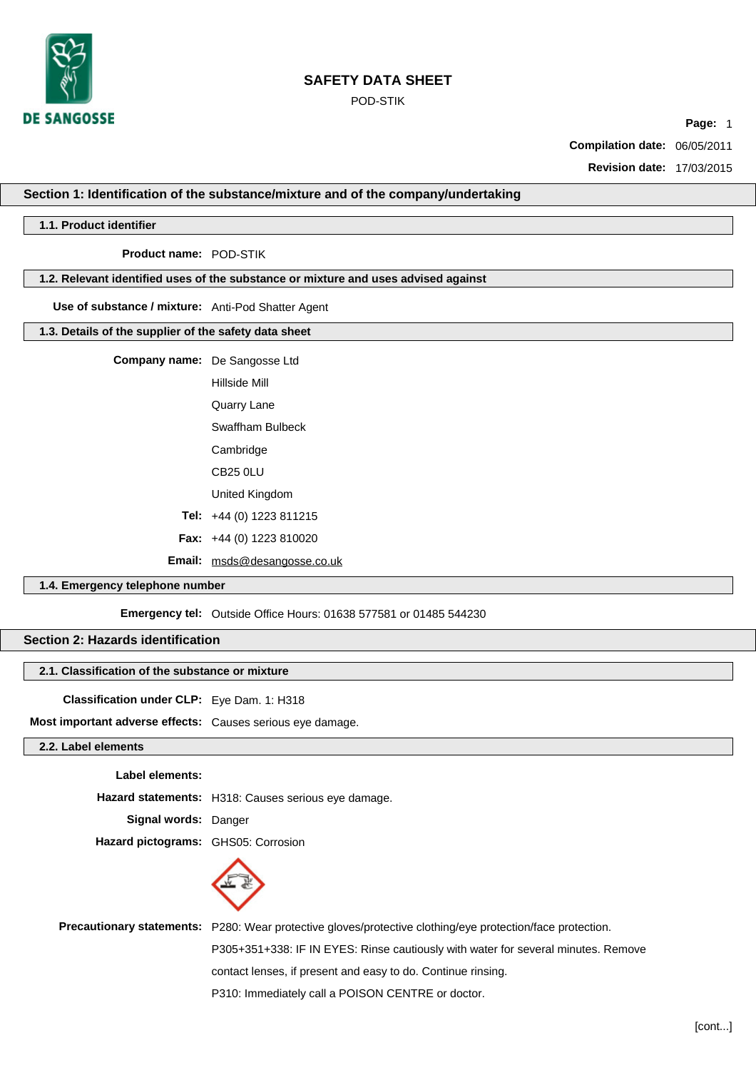# SAFETY DATA SHEET

POD-STIK

**Compilation date:** 06/05/2011

**Revision date:** 17/03/2015

## Section 1: Identification of the substance/mixture and of the company/undertaking

### 1.1. Product identifier

**Product name:** POD-STIK

### 1.2. Relevant identified uses of the substance or mixture and uses advised against

**Use of substance / mixture:** Anti-Pod Shatter Agent

### 1.3. Details of the supplier of the safety data sheet

**Company name:** De Sangosse Ltd

Hillside Mill

Quarry Lane

Swaffham Bulbeck

Cambridge

CB25 0LU

United Kingdom

**Tel:** +44 (0) 1223 811215

**Fax:** +44 (0) 1223 810020

**Email:** msds@desangosse.co.uk

### 1.4. Emergency telephone number

**Emergency tel:** Outside Office Hours: 01638 577581 or 01485 544230

## Section 2: Hazards identification

### 2.1. Classification of the substance or mixture

**Classification under CLP:** Eye Dam. 1: H318

**Most important adverse effects:** Causes serious eye damage.

### 2.2. Label elements

**Label elements:**

**Hazard statements:** H318: Causes serious eye damage.

**Signal words:** Danger

**Hazard pictograms:** GHS05: Corrosion

**Precautionary statements:** P280: Wear protective gloves/protective clothing/eye protection/face protection.

P305+351+338: IF IN EYES: Rinse cautiously with water for several minutes. Remove contact lenses, if present and easy to do. Continue rinsing.

P310: Immediately call a POISON CENTRE or doctor.

[cont...]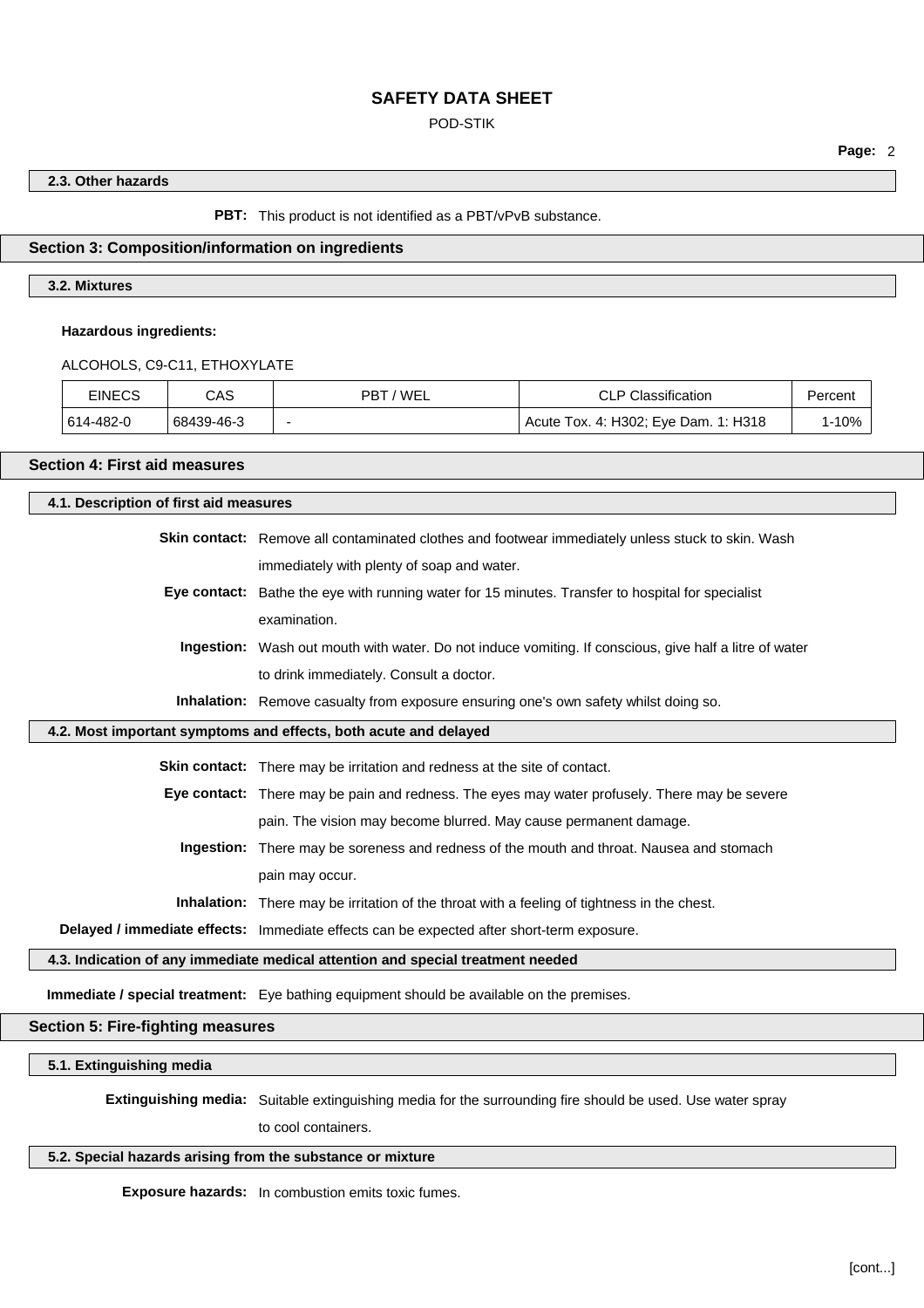### 2.3. Other hazards

**PBT:** This product is not identified as a PBT/vPvB substance.

## Section 3: Composition/information on ingredients

### 3.2. Mixtures

**Hazardous ingredients:**

ALCOHOLS, C9-C11, ETHOXYLATE

| EINECS | CAS | PBT / WEL | CLP Classification | Percent |
|---|---|---|---|---|
| 614-482-0 | 68439-46-3 | - | Acute Tox. 4: H302; Eye Dam. 1: H318 | 1-10% |

## Section 4: First aid measures

### 4.1. Description of first aid measures

**Skin contact:** Remove all contaminated clothes and footwear immediately unless stuck to skin. Wash immediately with plenty of soap and water.

**Eye contact:** Bathe the eye with running water for 15 minutes. Transfer to hospital for specialist examination.

**Ingestion:** Wash out mouth with water. Do not induce vomiting. If conscious, give half a litre of water to drink immediately. Consult a doctor.

**Inhalation:** Remove casualty from exposure ensuring one's own safety whilst doing so.

### 4.2. Most important symptoms and effects, both acute and delayed

**Skin contact:** There may be irritation and redness at the site of contact.

**Eye contact:** There may be pain and redness. The eyes may water profusely. There may be severe pain. The vision may become blurred. May cause permanent damage.

**Ingestion:** There may be soreness and redness of the mouth and throat. Nausea and stomach pain may occur.

**Inhalation:** There may be irritation of the throat with a feeling of tightness in the chest.

**Delayed / immediate effects:** Immediate effects can be expected after short-term exposure.

### 4.3. Indication of any immediate medical attention and special treatment needed

**Immediate / special treatment:** Eye bathing equipment should be available on the premises.

## Section 5: Fire-fighting measures

### 5.1. Extinguishing media

**Extinguishing media:** Suitable extinguishing media for the surrounding fire should be used. Use water spray to cool containers.

### 5.2. Special hazards arising from the substance or mixture

**Exposure hazards:** In combustion emits toxic fumes.

[cont...]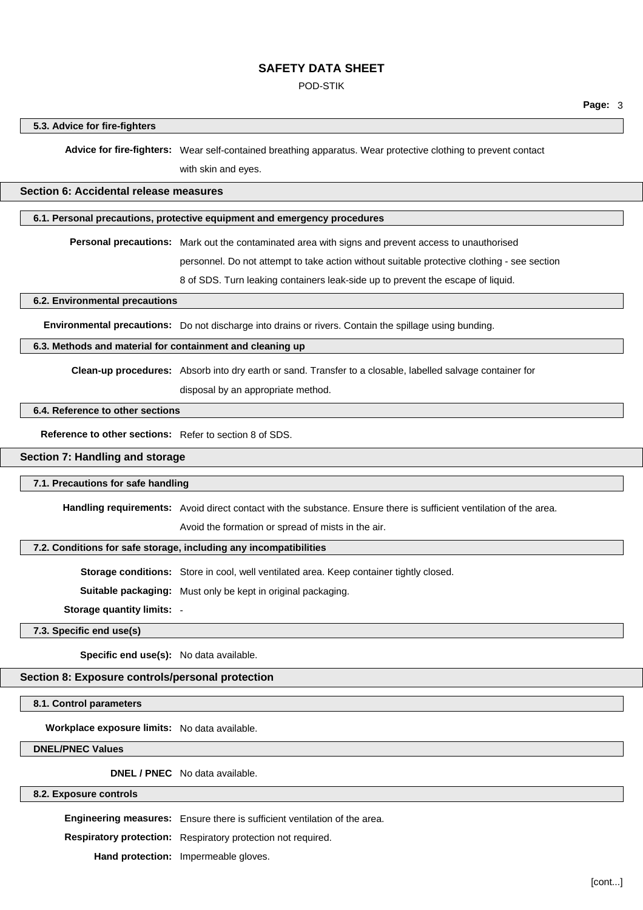### 5.3. Advice for fire-fighters

**Advice for fire-fighters:** Wear self-contained breathing apparatus. Wear protective clothing to prevent contact with skin and eyes.

## Section 6: Accidental release measures

### 6.1. Personal precautions, protective equipment and emergency procedures

**Personal precautions:** Mark out the contaminated area with signs and prevent access to unauthorised personnel. Do not attempt to take action without suitable protective clothing - see section 8 of SDS. Turn leaking containers leak-side up to prevent the escape of liquid.

### 6.2. Environmental precautions

**Environmental precautions:** Do not discharge into drains or rivers. Contain the spillage using bunding.

### 6.3. Methods and material for containment and cleaning up

**Clean-up procedures:** Absorb into dry earth or sand. Transfer to a closable, labelled salvage container for disposal by an appropriate method.

### 6.4. Reference to other sections

**Reference to other sections:** Refer to section 8 of SDS.

## Section 7: Handling and storage

### 7.1. Precautions for safe handling

**Handling requirements:** Avoid direct contact with the substance. Ensure there is sufficient ventilation of the area. Avoid the formation or spread of mists in the air.

### 7.2. Conditions for safe storage, including any incompatibilities

**Storage conditions:** Store in cool, well ventilated area. Keep container tightly closed.

**Suitable packaging:** Must only be kept in original packaging.

**Storage quantity limits:** -

### 7.3. Specific end use(s)

**Specific end use(s):** No data available.

## Section 8: Exposure controls/personal protection

### 8.1. Control parameters

**Workplace exposure limits:** No data available.

### DNEL/PNEC Values

**DNEL / PNEC** No data available.

### 8.2. Exposure controls

**Engineering measures:** Ensure there is sufficient ventilation of the area.

**Respiratory protection:** Respiratory protection not required.

**Hand protection:** Impermeable gloves.

[cont...]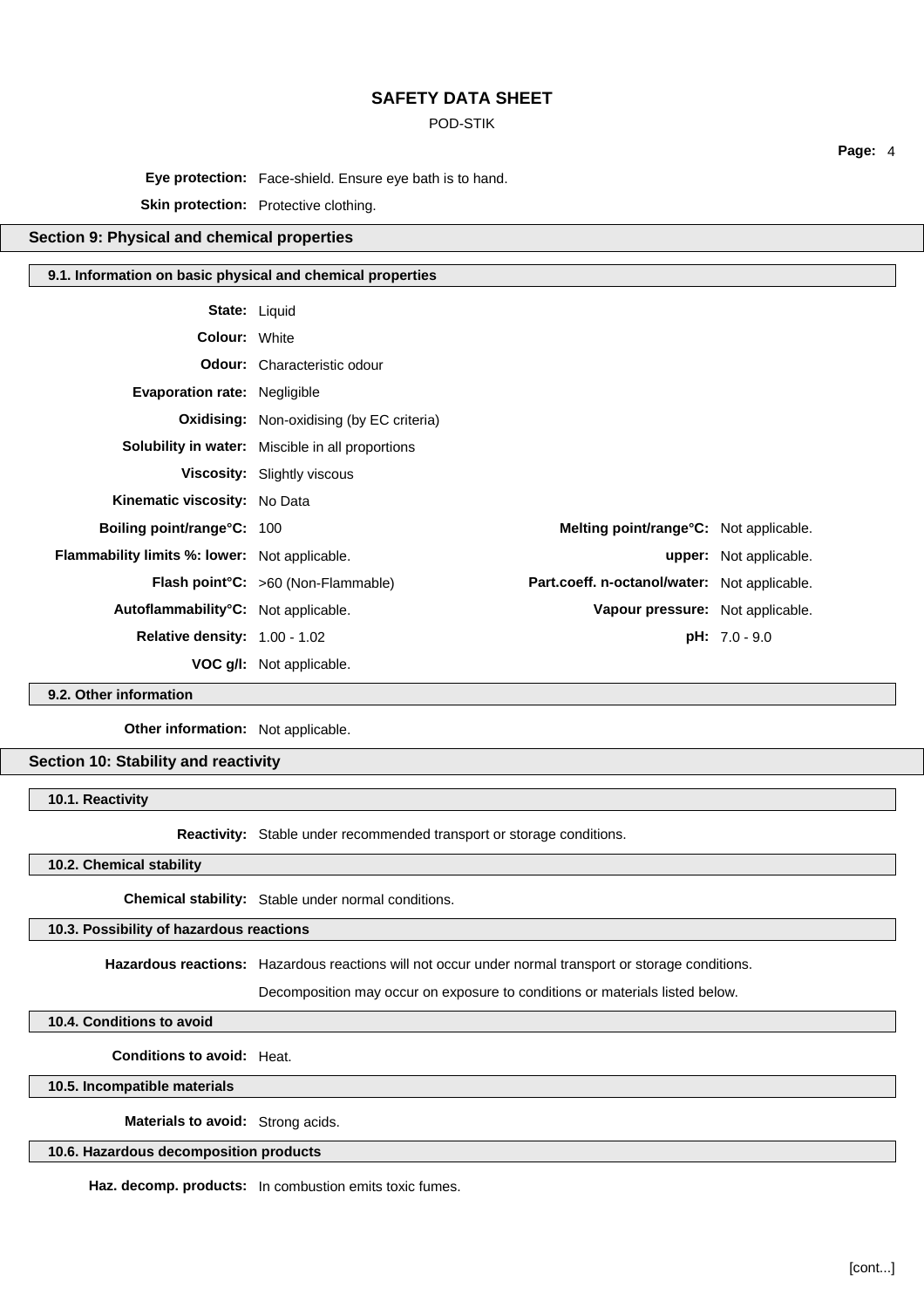**Eye protection:** Face-shield. Ensure eye bath is to hand.

**Skin protection:** Protective clothing.

## Section 9: Physical and chemical properties

### 9.1. Information on basic physical and chemical properties

**State:** Liquid

**Colour:** White

**Odour:** Characteristic odour

**Evaporation rate:** Negligible

**Oxidising:** Non-oxidising (by EC criteria)

**Solubility in water:** Miscible in all proportions

**Viscosity:** Slightly viscous

**Kinematic viscosity:** No Data

| | | | |
|---|---|---|---|
| **Boiling point/range°C:** | 100 | **Melting point/range°C:** | Not applicable. |
| **Flammability limits %: lower:** | Not applicable. | **upper:** | Not applicable. |
| **Flash point°C:** | >60 (Non-Flammable) | **Part.coeff. n-octanol/water:** | Not applicable. |
| **Autoflammability°C:** | Not applicable. | **Vapour pressure:** | Not applicable. |
| **Relative density:** | 1.00 - 1.02 | **pH:** | 7.0 - 9.0 |
| **VOC g/l:** | Not applicable. | | |

### 9.2. Other information

**Other information:** Not applicable.

## Section 10: Stability and reactivity

### 10.1. Reactivity

**Reactivity:** Stable under recommended transport or storage conditions.

### 10.2. Chemical stability

**Chemical stability:** Stable under normal conditions.

### 10.3. Possibility of hazardous reactions

**Hazardous reactions:** Hazardous reactions will not occur under normal transport or storage conditions.

Decomposition may occur on exposure to conditions or materials listed below.

### 10.4. Conditions to avoid

**Conditions to avoid:** Heat.

### 10.5. Incompatible materials

**Materials to avoid:** Strong acids.

### 10.6. Hazardous decomposition products

**Haz. decomp. products:** In combustion emits toxic fumes.

[cont...]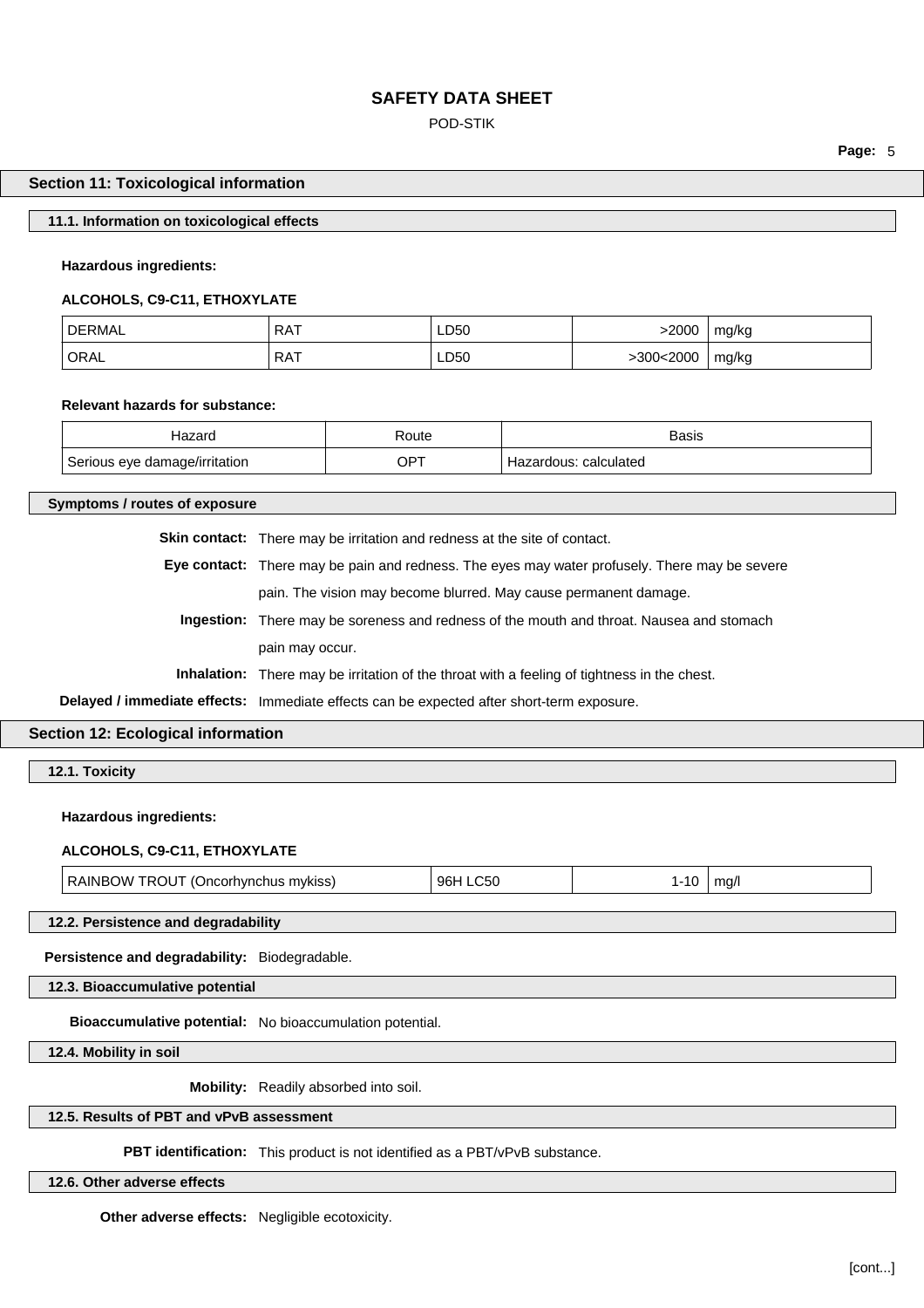## Section 11: Toxicological information

### 11.1. Information on toxicological effects

**Hazardous ingredients:**

**ALCOHOLS, C9-C11, ETHOXYLATE**

| | | | | |
|---|---|---|---|---|
| DERMAL | RAT | LD50 | >2000 | mg/kg |
| ORAL | RAT | LD50 | >300<2000 | mg/kg |

**Relevant hazards for substance:**

| Hazard | Route | Basis |
|---|---|---|
| Serious eye damage/irritation | OPT | Hazardous: calculated |

### Symptoms / routes of exposure

**Skin contact:** There may be irritation and redness at the site of contact.

**Eye contact:** There may be pain and redness. The eyes may water profusely. There may be severe pain. The vision may become blurred. May cause permanent damage.

**Ingestion:** There may be soreness and redness of the mouth and throat. Nausea and stomach pain may occur.

**Inhalation:** There may be irritation of the throat with a feeling of tightness in the chest.

**Delayed / immediate effects:** Immediate effects can be expected after short-term exposure.

## Section 12: Ecological information

### 12.1. Toxicity

**Hazardous ingredients:**

**ALCOHOLS, C9-C11, ETHOXYLATE**

| | | | |
|---|---|---|---|
| RAINBOW TROUT (Oncorhynchus mykiss) | 96H LC50 | 1-10 | mg/l |

### 12.2. Persistence and degradability

**Persistence and degradability:** Biodegradable.

### 12.3. Bioaccumulative potential

**Bioaccumulative potential:** No bioaccumulation potential.

### 12.4. Mobility in soil

**Mobility:** Readily absorbed into soil.

### 12.5. Results of PBT and vPvB assessment

**PBT identification:** This product is not identified as a PBT/vPvB substance.

### 12.6. Other adverse effects

**Other adverse effects:** Negligible ecotoxicity.

[cont...]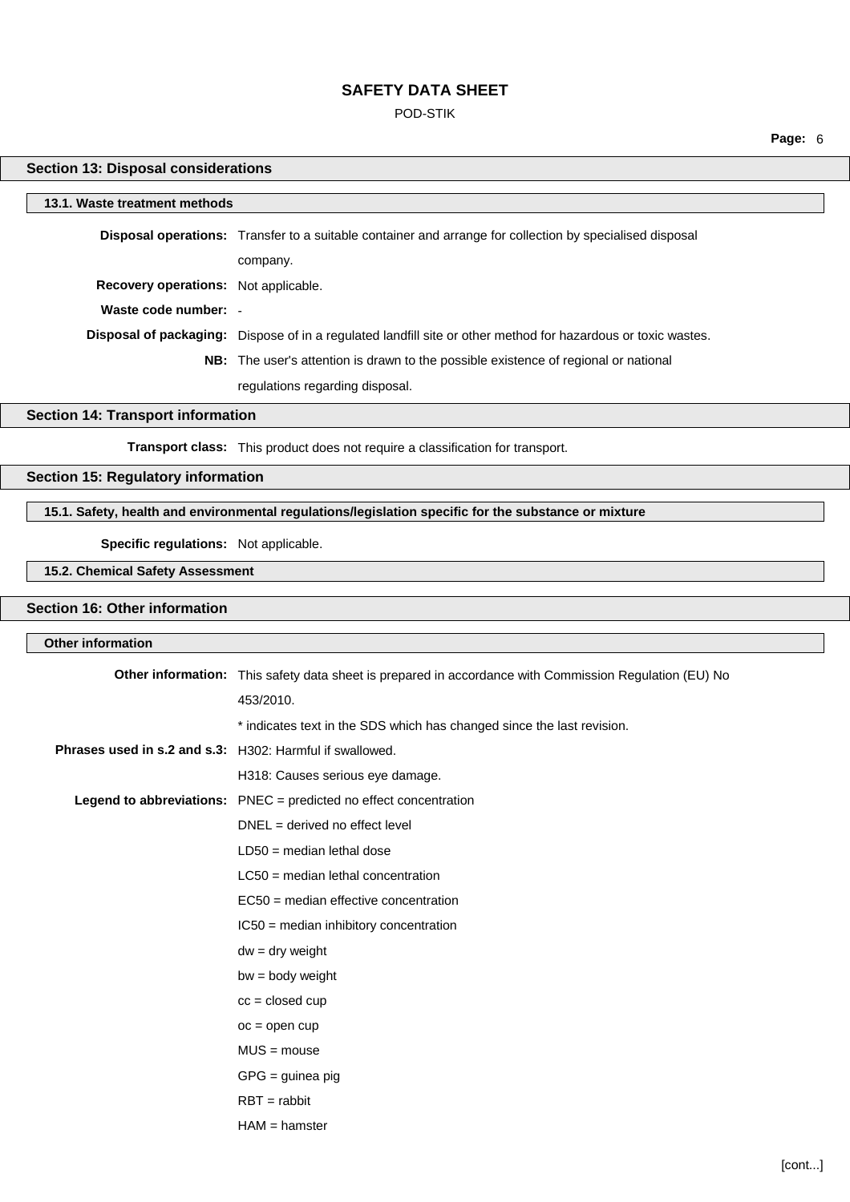## Section 13: Disposal considerations

### 13.1. Waste treatment methods

**Disposal operations:** Transfer to a suitable container and arrange for collection by specialised disposal company.

**Recovery operations:** Not applicable.

**Waste code number:** -

**Disposal of packaging:** Dispose of in a regulated landfill site or other method for hazardous or toxic wastes.

**NB:** The user's attention is drawn to the possible existence of regional or national regulations regarding disposal.

## Section 14: Transport information

**Transport class:** This product does not require a classification for transport.

## Section 15: Regulatory information

### 15.1. Safety, health and environmental regulations/legislation specific for the substance or mixture

**Specific regulations:** Not applicable.

### 15.2. Chemical Safety Assessment

## Section 16: Other information

### Other information

**Other information:** This safety data sheet is prepared in accordance with Commission Regulation (EU) No 453/2010.

* indicates text in the SDS which has changed since the last revision.

**Phrases used in s.2 and s.3:** H302: Harmful if swallowed.

H318: Causes serious eye damage.

**Legend to abbreviations:** PNEC = predicted no effect concentration

DNEL = derived no effect level

LD50 = median lethal dose

LC50 = median lethal concentration

EC50 = median effective concentration

IC50 = median inhibitory concentration

dw = dry weight

bw = body weight

cc = closed cup

oc = open cup

MUS = mouse

GPG = guinea pig

RBT = rabbit

HAM = hamster

[cont...]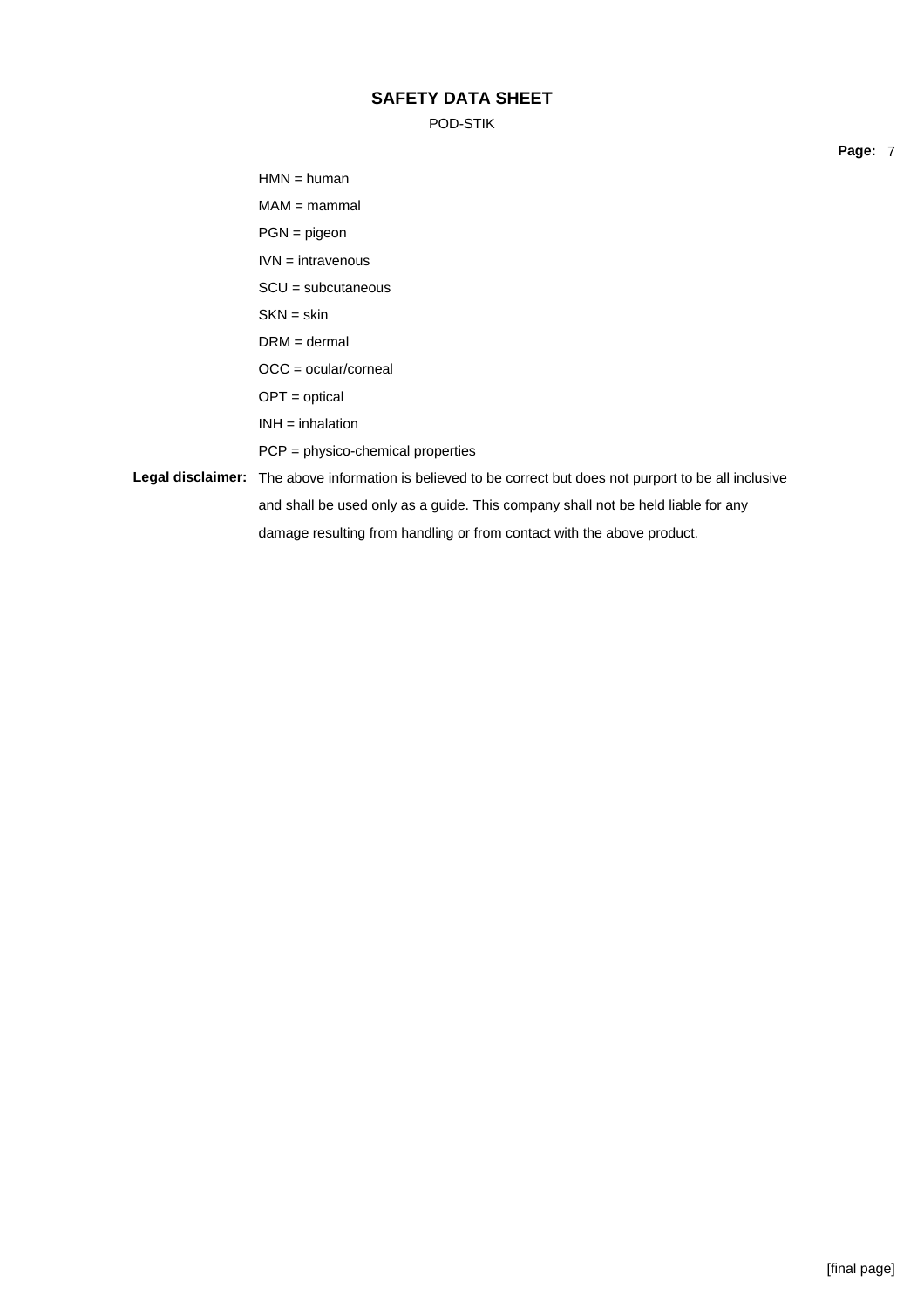HMN = human

MAM = mammal

PGN = pigeon

IVN = intravenous

SCU = subcutaneous

SKN = skin

DRM = dermal

OCC = ocular/corneal

OPT = optical

INH = inhalation

PCP = physico-chemical properties

**Legal disclaimer:** The above information is believed to be correct but does not purport to be all inclusive and shall be used only as a guide. This company shall not be held liable for any damage resulting from handling or from contact with the above product.

[final page]